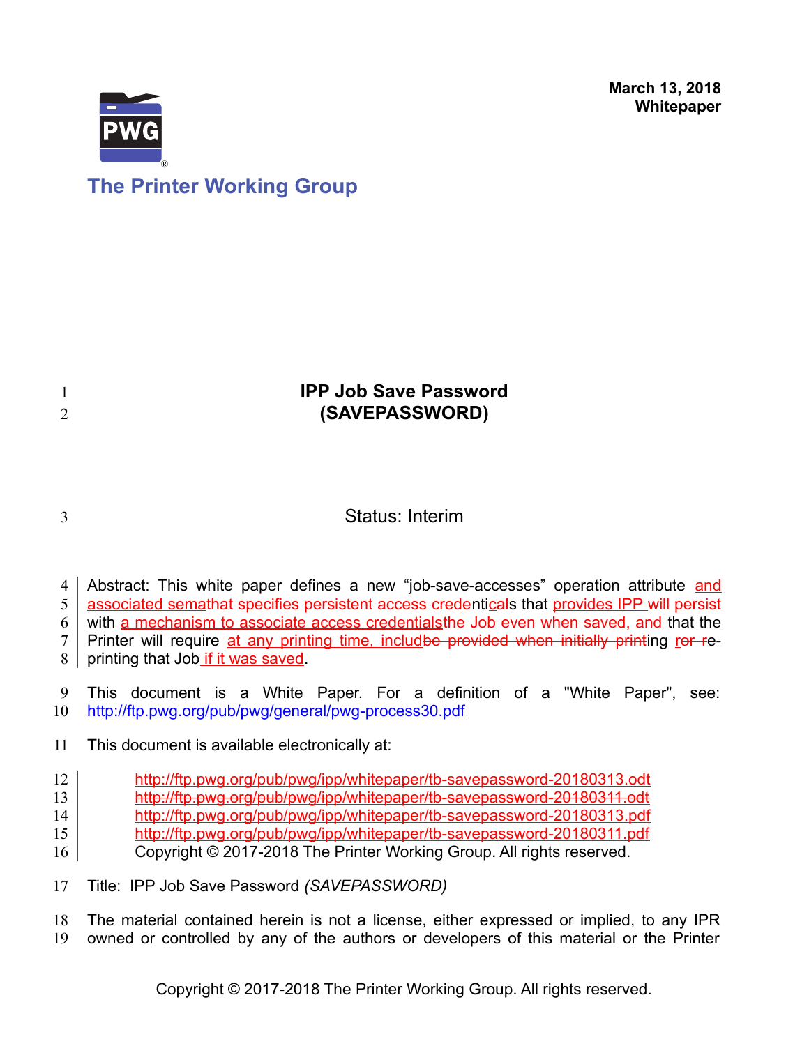March 13, 2018
**Whitepaper**

The Printer Working Group

# IPP Job Save Password (SAVEPASSWORD)

Status: Interim

Abstract: This white paper defines a new "job-save-accesses" operation attribute and associated semathat specifies persistent access credenticals that provides IPP will persist with a mechanism to associate access credentialsthe Job even when saved, and that the Printer will require at any printing time, includbe provided when initially printing ror re-printing that Job if it was saved.

This document is a White Paper. For a definition of a "White Paper", see: http://ftp.pwg.org/pub/pwg/general/pwg-process30.pdf

This document is available electronically at:

http://ftp.pwg.org/pub/pwg/ipp/whitepaper/tb-savepassword-20180313.odt
~~http://ftp.pwg.org/pub/pwg/ipp/whitepaper/tb-savepassword-20180311.odt~~
http://ftp.pwg.org/pub/pwg/ipp/whitepaper/tb-savepassword-20180313.pdf
~~http://ftp.pwg.org/pub/pwg/ipp/whitepaper/tb-savepassword-20180311.pdf~~
Copyright © 2017-2018 The Printer Working Group. All rights reserved.

Title: IPP Job Save Password *(SAVEPASSWORD)*

The material contained herein is not a license, either expressed or implied, to any IPR owned or controlled by any of the authors or developers of this material or the Printer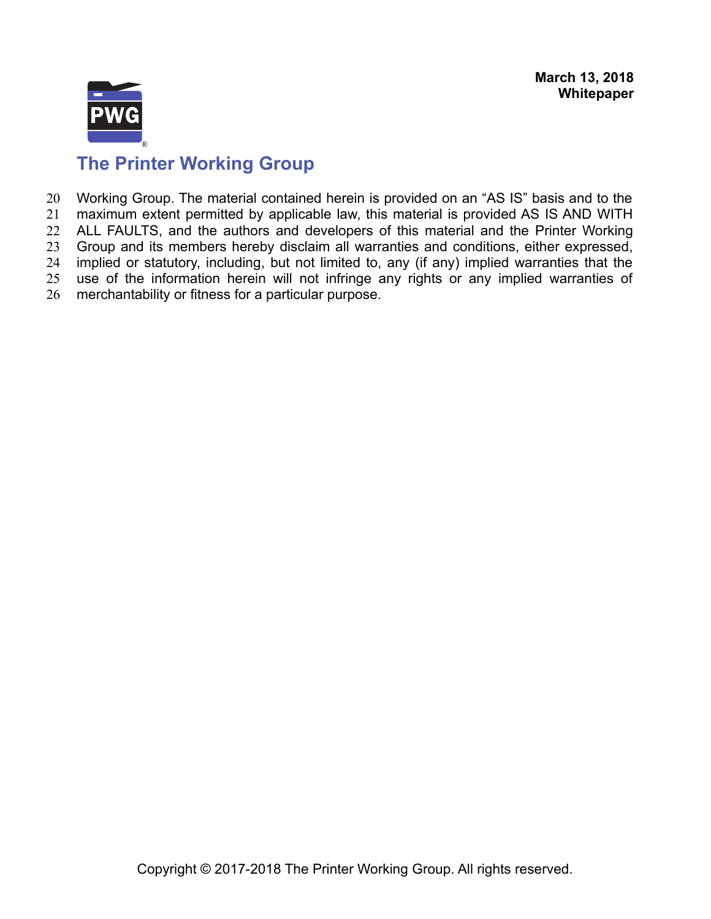Working Group. The material contained herein is provided on an “AS IS” basis and to the maximum extent permitted by applicable law, this material is provided AS IS AND WITH ALL FAULTS, and the authors and developers of this material and the Printer Working Group and its members hereby disclaim all warranties and conditions, either expressed, implied or statutory, including, but not limited to, any (if any) implied warranties that the use of the information herein will not infringe any rights or any implied warranties of merchantability or fitness for a particular purpose.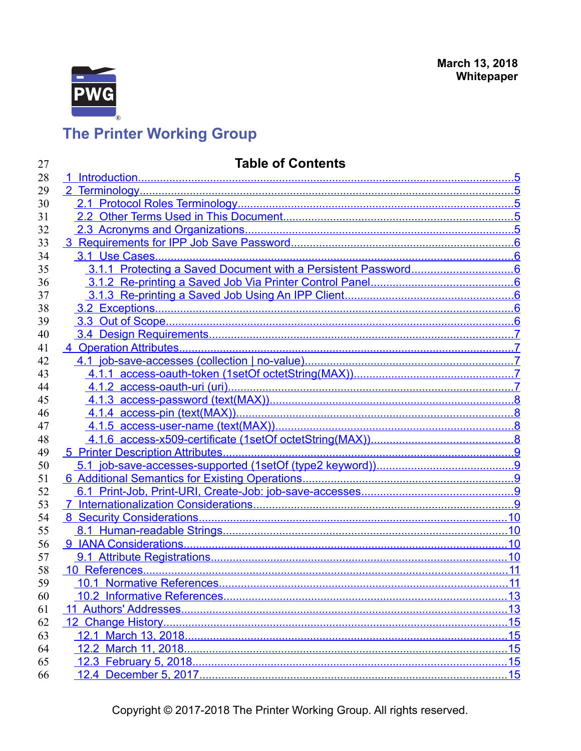## Table of Contents

- 1 Introduction.....5
- 2 Terminology.....5
  - 2.1 Protocol Roles Terminology.....5
  - 2.2 Other Terms Used in This Document.....5
  - 2.3 Acronyms and Organizations.....5
- 3 Requirements for IPP Job Save Password.....6
  - 3.1 Use Cases.....6
    - 3.1.1 Protecting a Saved Document with a Persistent Password.....6
    - 3.1.2 Re-printing a Saved Job Via Printer Control Panel.....6
    - 3.1.3 Re-printing a Saved Job Using An IPP Client.....6
  - 3.2 Exceptions.....6
  - 3.3 Out of Scope.....6
  - 3.4 Design Requirements.....7
- 4 Operation Attributes.....7
  - 4.1 job-save-accesses (collection | no-value).....7
    - 4.1.1 access-oauth-token (1setOf octetString(MAX)).....7
    - 4.1.2 access-oauth-uri (uri).....7
    - 4.1.3 access-password (text(MAX)).....8
    - 4.1.4 access-pin (text(MAX)).....8
    - 4.1.5 access-user-name (text(MAX)).....8
    - 4.1.6 access-x509-certificate (1setOf octetString(MAX)).....8
- 5 Printer Description Attributes.....9
  - 5.1 job-save-accesses-supported (1setOf (type2 keyword)).....9
- 6 Additional Semantics for Existing Operations.....9
  - 6.1 Print-Job, Print-URI, Create-Job: job-save-accesses.....9
- 7 Internationalization Considerations.....9
- 8 Security Considerations.....10
  - 8.1 Human-readable Strings.....10
- 9 IANA Considerations.....10
  - 9.1 Attribute Registrations.....10
- 10 References.....11
  - 10.1 Normative References.....11
  - 10.2 Informative References.....13
- 11 Authors' Addresses.....13
- 12 Change History.....15
  - 12.1 March 13, 2018.....15
  - 12.2 March 11, 2018.....15
  - 12.3 February 5, 2018.....15
  - 12.4 December 5, 2017.....15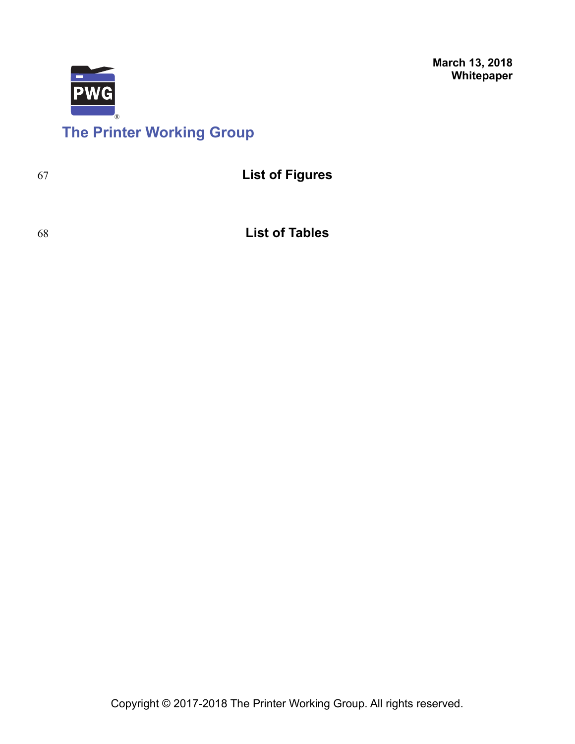## List of Figures

## List of Tables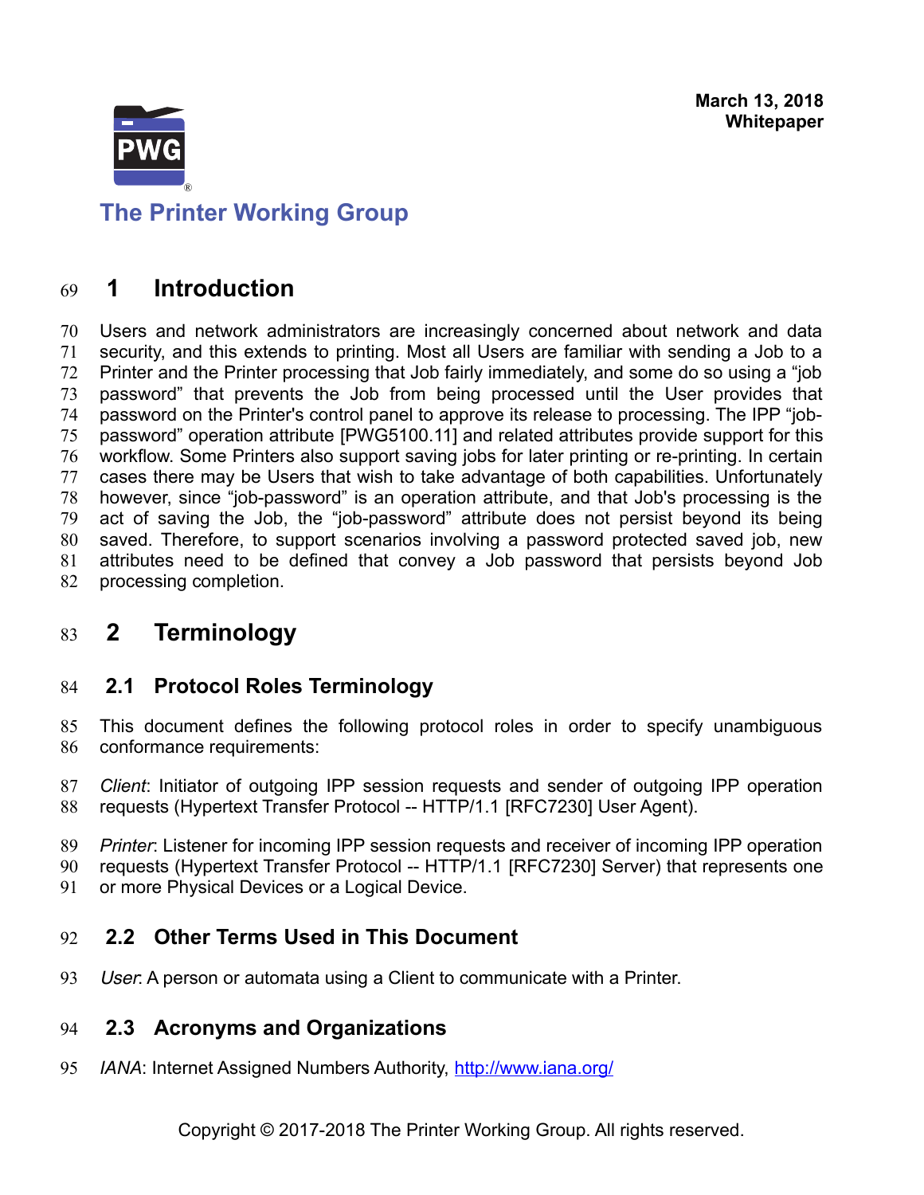# 1 Introduction

Users and network administrators are increasingly concerned about network and data security, and this extends to printing. Most all Users are familiar with sending a Job to a Printer and the Printer processing that Job fairly immediately, and some do so using a "job password" that prevents the Job from being processed until the User provides that password on the Printer's control panel to approve its release to processing. The IPP "job-password" operation attribute [PWG5100.11] and related attributes provide support for this workflow. Some Printers also support saving jobs for later printing or re-printing. In certain cases there may be Users that wish to take advantage of both capabilities. Unfortunately however, since "job-password" is an operation attribute, and that Job's processing is the act of saving the Job, the "job-password" attribute does not persist beyond its being saved. Therefore, to support scenarios involving a password protected saved job, new attributes need to be defined that convey a Job password that persists beyond Job processing completion.

# 2 Terminology

## 2.1 Protocol Roles Terminology

This document defines the following protocol roles in order to specify unambiguous conformance requirements:

*Client*: Initiator of outgoing IPP session requests and sender of outgoing IPP operation requests (Hypertext Transfer Protocol -- HTTP/1.1 [RFC7230] User Agent).

*Printer*: Listener for incoming IPP session requests and receiver of incoming IPP operation requests (Hypertext Transfer Protocol -- HTTP/1.1 [RFC7230] Server) that represents one or more Physical Devices or a Logical Device.

## 2.2 Other Terms Used in This Document

*User*: A person or automata using a Client to communicate with a Printer.

## 2.3 Acronyms and Organizations

*IANA*: Internet Assigned Numbers Authority, http://www.iana.org/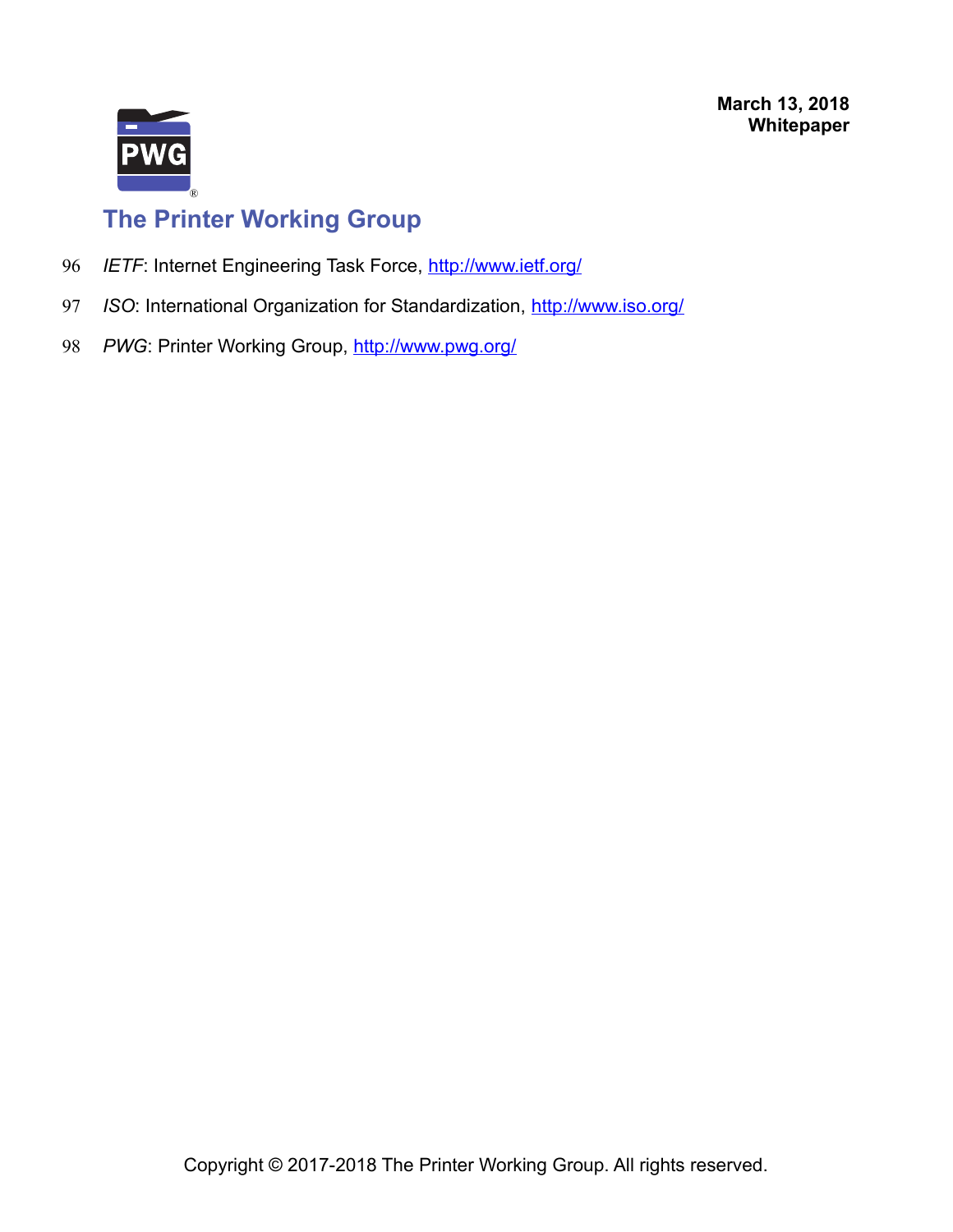*IETF*: Internet Engineering Task Force, http://www.ietf.org/

*ISO*: International Organization for Standardization, http://www.iso.org/

*PWG*: Printer Working Group, http://www.pwg.org/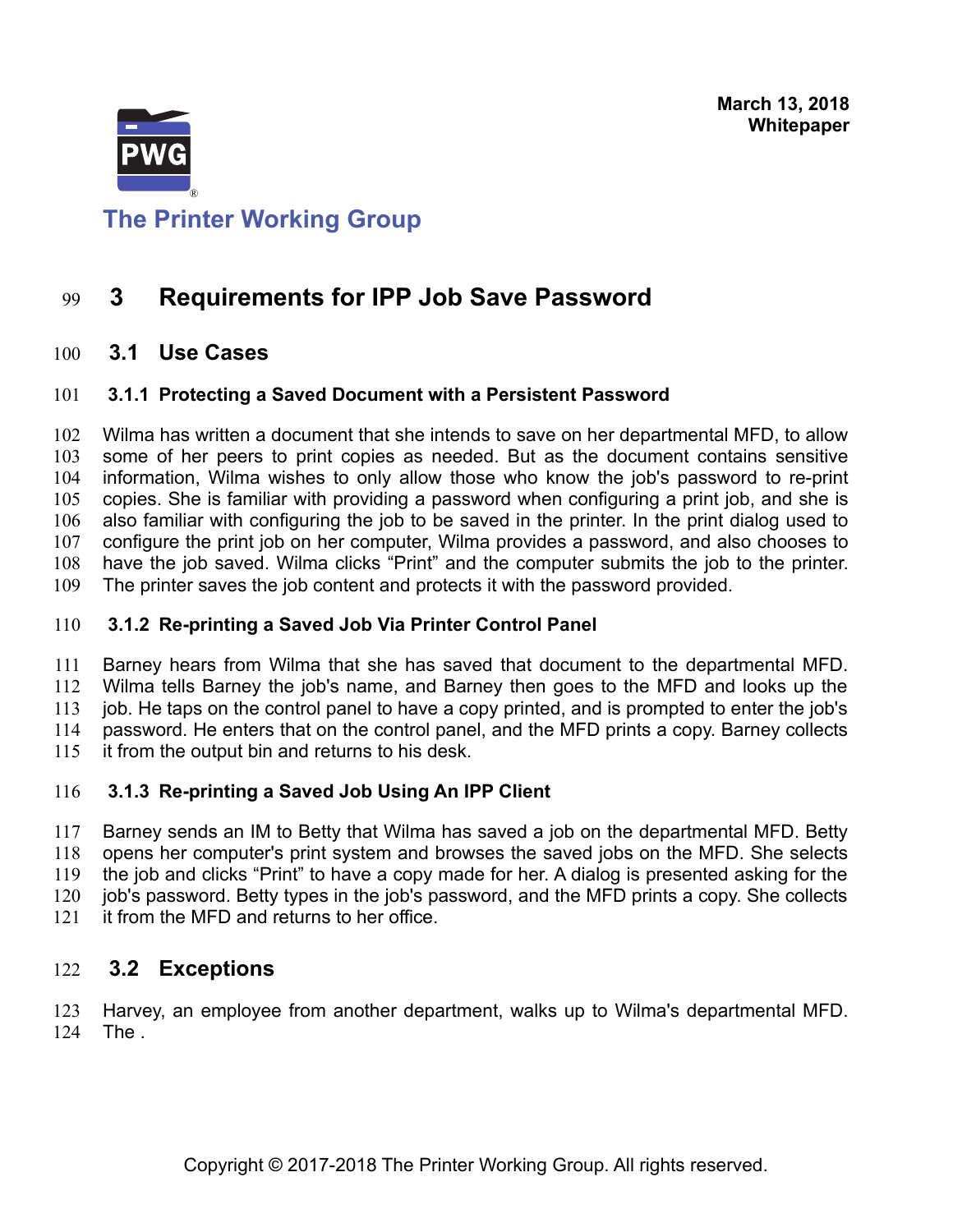# 3 Requirements for IPP Job Save Password

## 3.1 Use Cases

### 3.1.1 Protecting a Saved Document with a Persistent Password

Wilma has written a document that she intends to save on her departmental MFD, to allow some of her peers to print copies as needed. But as the document contains sensitive information, Wilma wishes to only allow those who know the job's password to re-print copies. She is familiar with providing a password when configuring a print job, and she is also familiar with configuring the job to be saved in the printer. In the print dialog used to configure the print job on her computer, Wilma provides a password, and also chooses to have the job saved. Wilma clicks "Print" and the computer submits the job to the printer. The printer saves the job content and protects it with the password provided.

### 3.1.2 Re-printing a Saved Job Via Printer Control Panel

Barney hears from Wilma that she has saved that document to the departmental MFD. Wilma tells Barney the job's name, and Barney then goes to the MFD and looks up the job. He taps on the control panel to have a copy printed, and is prompted to enter the job's password. He enters that on the control panel, and the MFD prints a copy. Barney collects it from the output bin and returns to his desk.

### 3.1.3 Re-printing a Saved Job Using An IPP Client

Barney sends an IM to Betty that Wilma has saved a job on the departmental MFD. Betty opens her computer's print system and browses the saved jobs on the MFD. She selects the job and clicks "Print" to have a copy made for her. A dialog is presented asking for the job's password. Betty types in the job's password, and the MFD prints a copy. She collects it from the MFD and returns to her office.

## 3.2 Exceptions

Harvey, an employee from another department, walks up to Wilma's departmental MFD. The .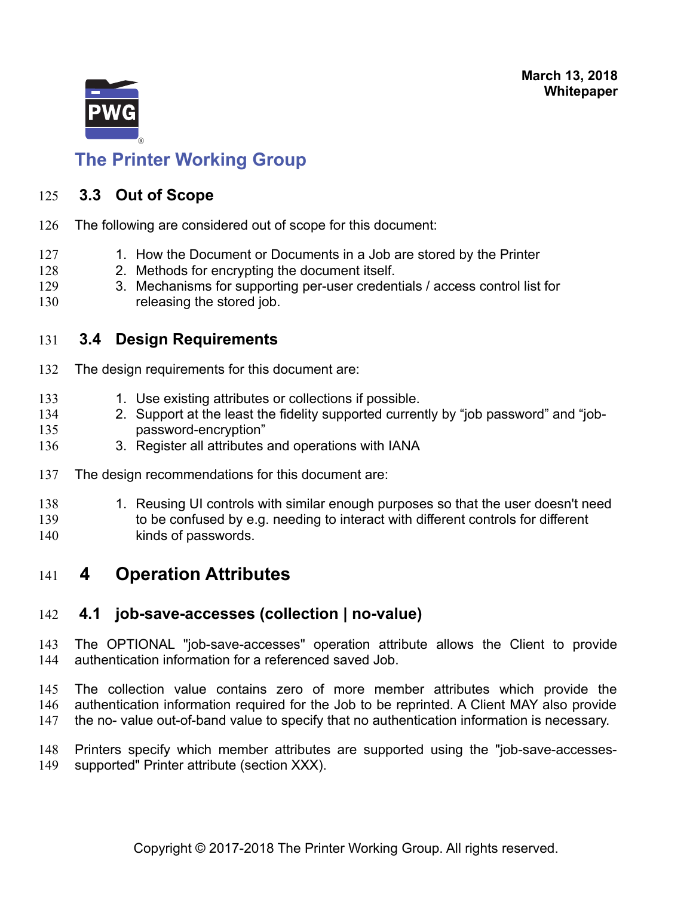## 3.3 Out of Scope

The following are considered out of scope for this document:

1. How the Document or Documents in a Job are stored by the Printer
2. Methods for encrypting the document itself.
3. Mechanisms for supporting per-user credentials / access control list for releasing the stored job.

## 3.4 Design Requirements

The design requirements for this document are:

1. Use existing attributes or collections if possible.
2. Support at the least the fidelity supported currently by “job password” and “job-password-encryption”
3. Register all attributes and operations with IANA

The design recommendations for this document are:

1. Reusing UI controls with similar enough purposes so that the user doesn't need to be confused by e.g. needing to interact with different controls for different kinds of passwords.

# 4 Operation Attributes

## 4.1 job-save-accesses (collection | no-value)

The OPTIONAL "job-save-accesses" operation attribute allows the Client to provide authentication information for a referenced saved Job.

The collection value contains zero of more member attributes which provide the authentication information required for the Job to be reprinted. A Client MAY also provide the no- value out-of-band value to specify that no authentication information is necessary.

Printers specify which member attributes are supported using the "job-save-accesses-supported" Printer attribute (section XXX).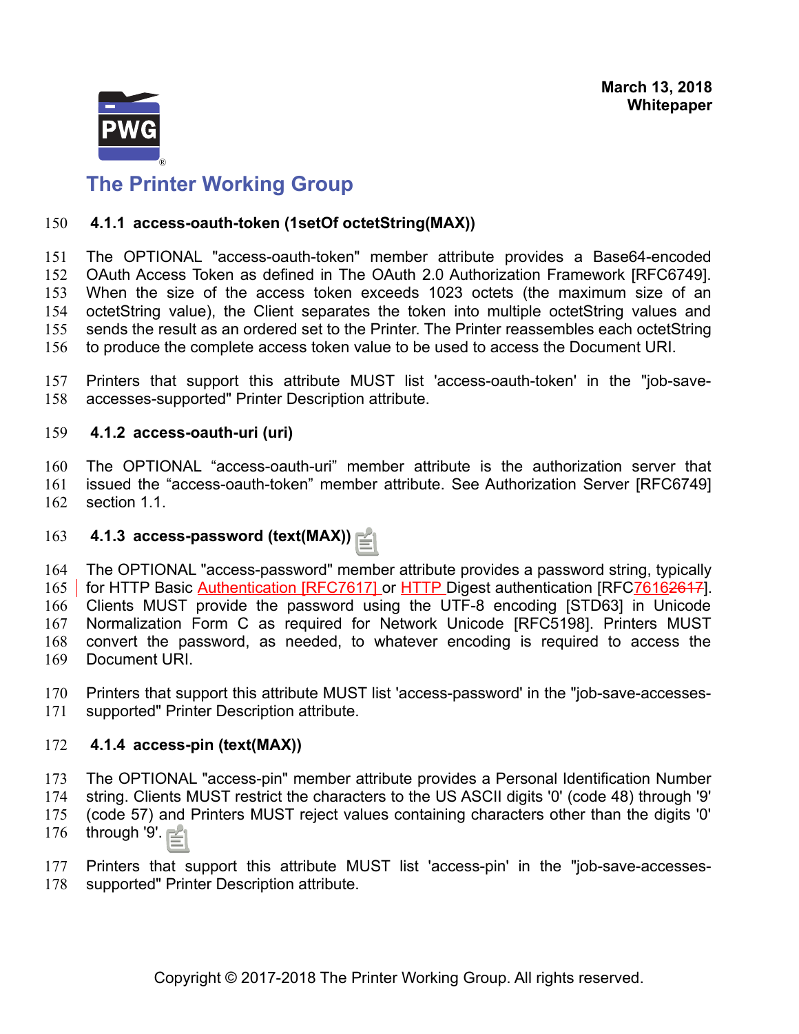### 4.1.1 access-oauth-token (1setOf octetString(MAX))

The OPTIONAL "access-oauth-token" member attribute provides a Base64-encoded OAuth Access Token as defined in The OAuth 2.0 Authorization Framework [RFC6749]. When the size of the access token exceeds 1023 octets (the maximum size of an octetString value), the Client separates the token into multiple octetString values and sends the result as an ordered set to the Printer. The Printer reassembles each octetString to produce the complete access token value to be used to access the Document URI.

Printers that support this attribute MUST list 'access-oauth-token' in the "job-save-accesses-supported" Printer Description attribute.

### 4.1.2 access-oauth-uri (uri)

The OPTIONAL "access-oauth-uri" member attribute is the authorization server that issued the "access-oauth-token" member attribute. See Authorization Server [RFC6749] section 1.1.

### 4.1.3 access-password (text(MAX))

The OPTIONAL "access-password" member attribute provides a password string, typically for HTTP Basic Authentication [RFC7617] or HTTP Digest authentication [RFC76162617]. Clients MUST provide the password using the UTF-8 encoding [STD63] in Unicode Normalization Form C as required for Network Unicode [RFC5198]. Printers MUST convert the password, as needed, to whatever encoding is required to access the Document URI.

Printers that support this attribute MUST list 'access-password' in the "job-save-accesses-supported" Printer Description attribute.

### 4.1.4 access-pin (text(MAX))

The OPTIONAL "access-pin" member attribute provides a Personal Identification Number string. Clients MUST restrict the characters to the US ASCII digits '0' (code 48) through '9' (code 57) and Printers MUST reject values containing characters other than the digits '0' through '9'.

Printers that support this attribute MUST list 'access-pin' in the "job-save-accesses-supported" Printer Description attribute.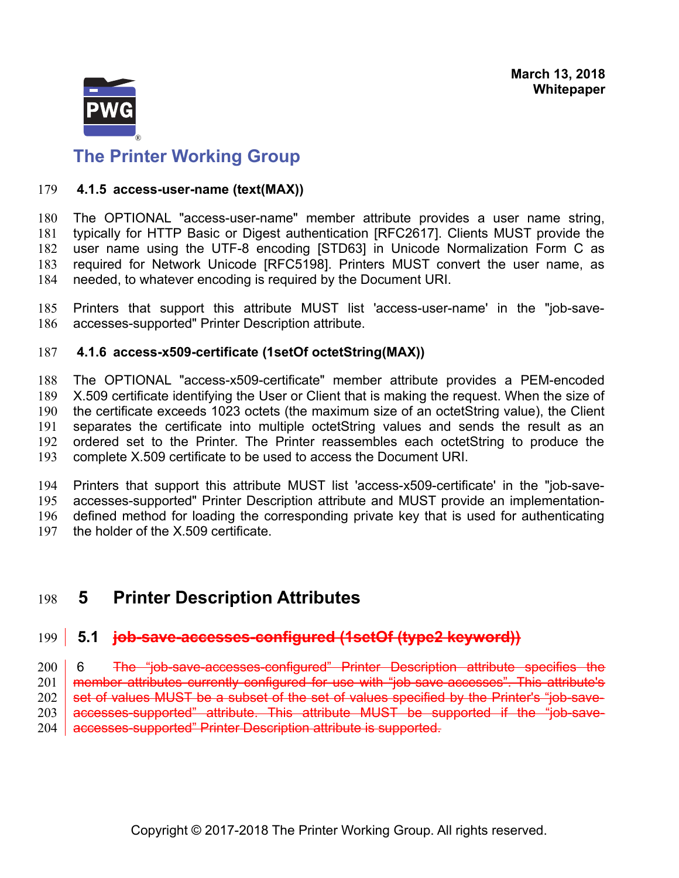### 4.1.5 access-user-name (text(MAX))

The OPTIONAL "access-user-name" member attribute provides a user name string, typically for HTTP Basic or Digest authentication [RFC2617]. Clients MUST provide the user name using the UTF-8 encoding [STD63] in Unicode Normalization Form C as required for Network Unicode [RFC5198]. Printers MUST convert the user name, as needed, to whatever encoding is required by the Document URI.

Printers that support this attribute MUST list 'access-user-name' in the "job-save-accesses-supported" Printer Description attribute.

### 4.1.6 access-x509-certificate (1setOf octetString(MAX))

The OPTIONAL "access-x509-certificate" member attribute provides a PEM-encoded X.509 certificate identifying the User or Client that is making the request. When the size of the certificate exceeds 1023 octets (the maximum size of an octetString value), the Client separates the certificate into multiple octetString values and sends the result as an ordered set to the Printer. The Printer reassembles each octetString to produce the complete X.509 certificate to be used to access the Document URI.

Printers that support this attribute MUST list 'access-x509-certificate' in the "job-save-accesses-supported" Printer Description attribute and MUST provide an implementation-defined method for loading the corresponding private key that is used for authenticating the holder of the X.509 certificate.

# 5 Printer Description Attributes

## 5.1 ~~job-save-accesses-configured (1setOf (type2 keyword))~~

6 ~~The "job-save-accesses-configured" Printer Description attribute specifies the member attributes currently configured for use with "job-save-accesses". This attribute's set of values MUST be a subset of the set of values specified by the Printer's "job-save-accesses-supported" attribute. This attribute MUST be supported if the "job-save-accesses-supported" Printer Description attribute is supported.~~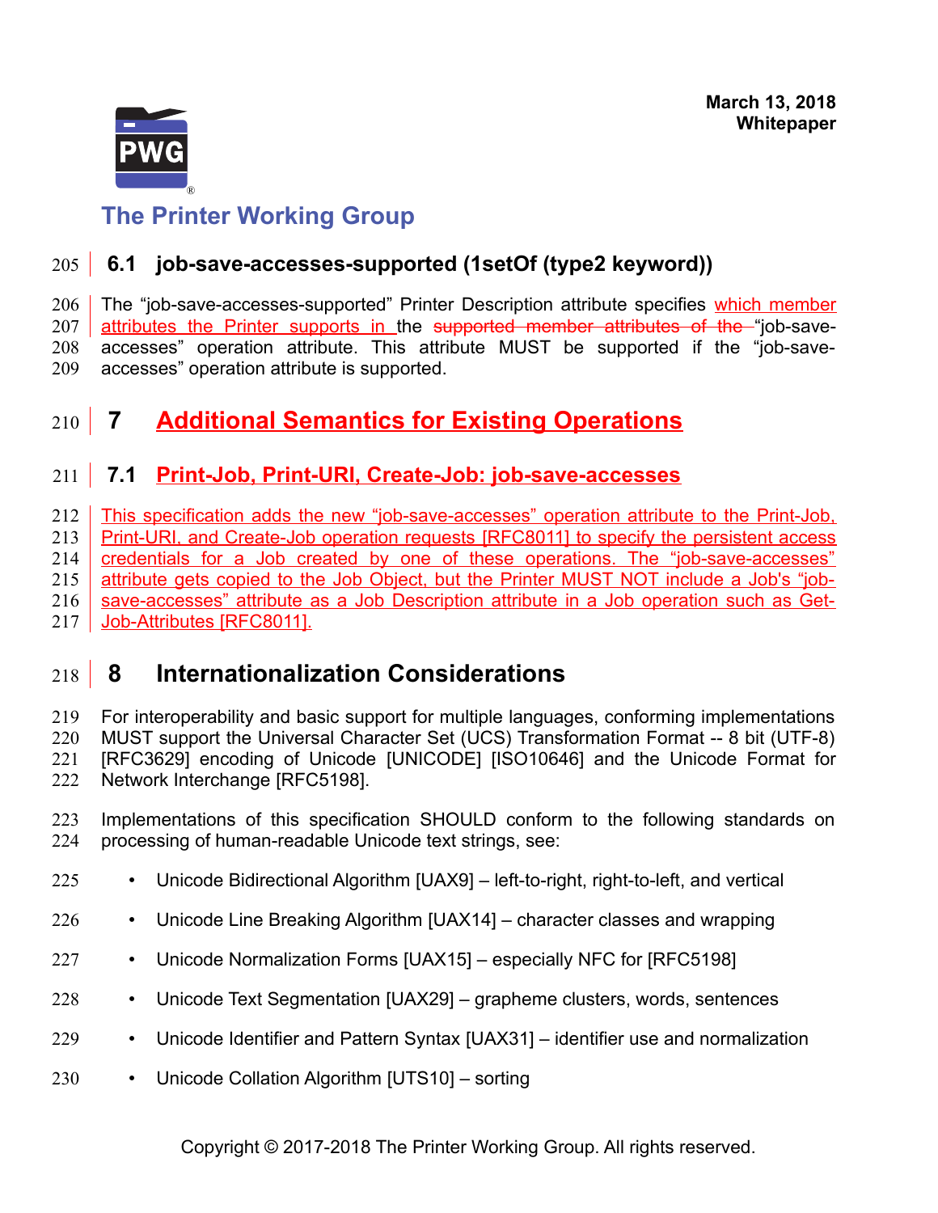## 6.1 job-save-accesses-supported (1setOf (type2 keyword))

The "job-save-accesses-supported" Printer Description attribute specifies which member attributes the Printer supports in the ~~supported member attributes of the~~ "job-save-accesses" operation attribute. This attribute MUST be supported if the "job-save-accesses" operation attribute is supported.

# 7 Additional Semantics for Existing Operations

## 7.1 Print-Job, Print-URI, Create-Job: job-save-accesses

This specification adds the new "job-save-accesses" operation attribute to the Print-Job, Print-URI, and Create-Job operation requests [RFC8011] to specify the persistent access credentials for a Job created by one of these operations. The "job-save-accesses" attribute gets copied to the Job Object, but the Printer MUST NOT include a Job's "job-save-accesses" attribute as a Job Description attribute in a Job operation such as Get-Job-Attributes [RFC8011].

# 8 Internationalization Considerations

For interoperability and basic support for multiple languages, conforming implementations MUST support the Universal Character Set (UCS) Transformation Format -- 8 bit (UTF-8) [RFC3629] encoding of Unicode [UNICODE] [ISO10646] and the Unicode Format for Network Interchange [RFC5198].

Implementations of this specification SHOULD conform to the following standards on processing of human-readable Unicode text strings, see:

- Unicode Bidirectional Algorithm [UAX9] – left-to-right, right-to-left, and vertical
- Unicode Line Breaking Algorithm [UAX14] – character classes and wrapping
- Unicode Normalization Forms [UAX15] – especially NFC for [RFC5198]
- Unicode Text Segmentation [UAX29] – grapheme clusters, words, sentences
- Unicode Identifier and Pattern Syntax [UAX31] – identifier use and normalization
- Unicode Collation Algorithm [UTS10] – sorting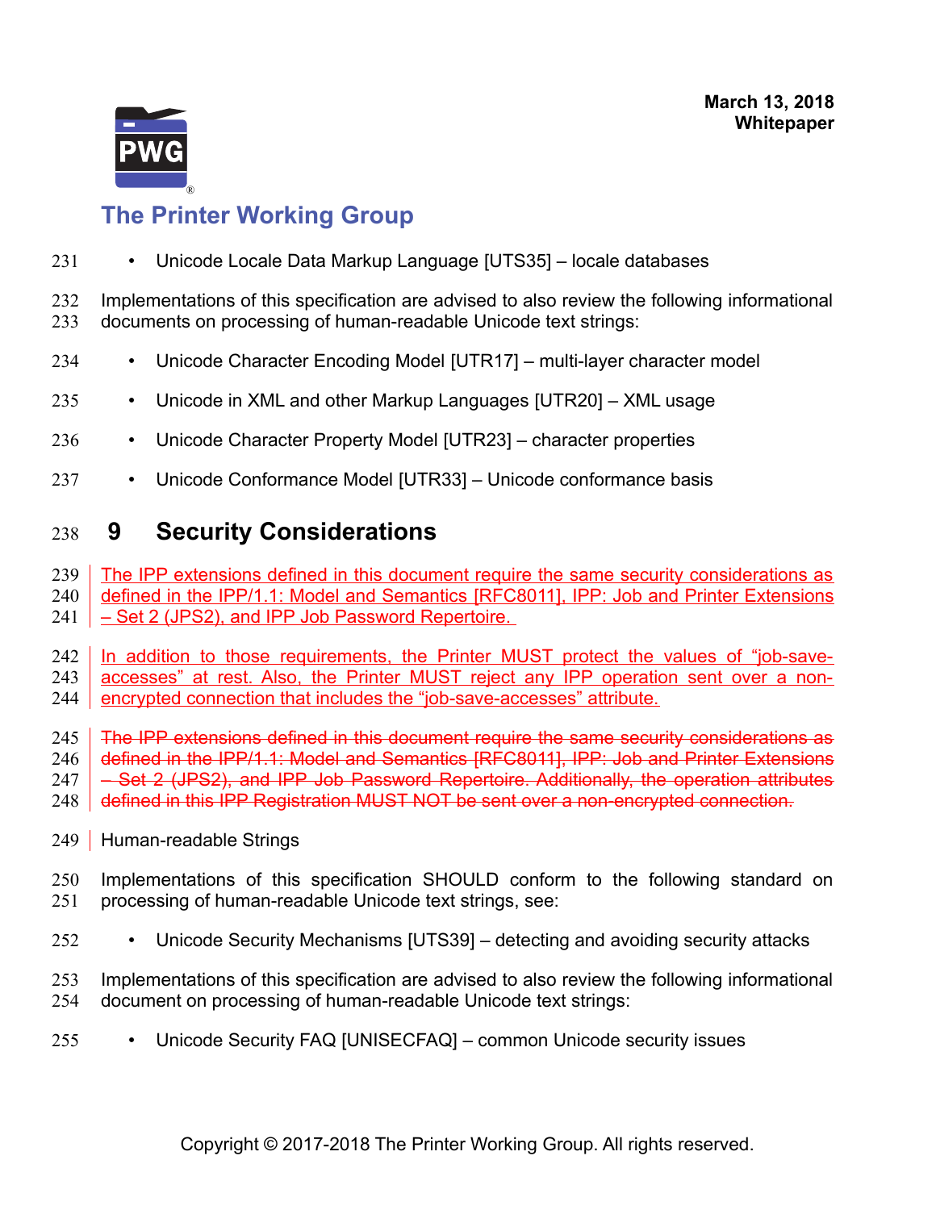- Unicode Locale Data Markup Language [UTS35] – locale databases

Implementations of this specification are advised to also review the following informational documents on processing of human-readable Unicode text strings:

- Unicode Character Encoding Model [UTR17] – multi-layer character model
- Unicode in XML and other Markup Languages [UTR20] – XML usage
- Unicode Character Property Model [UTR23] – character properties
- Unicode Conformance Model [UTR33] – Unicode conformance basis

# 9 Security Considerations

The IPP extensions defined in this document require the same security considerations as defined in the IPP/1.1: Model and Semantics [RFC8011], IPP: Job and Printer Extensions – Set 2 (JPS2), and IPP Job Password Repertoire.

In addition to those requirements, the Printer MUST protect the values of “job-save-accesses” at rest. Also, the Printer MUST reject any IPP operation sent over a non-encrypted connection that includes the “job-save-accesses” attribute.

~~The IPP extensions defined in this document require the same security considerations as defined in the IPP/1.1: Model and Semantics [RFC8011], IPP: Job and Printer Extensions – Set 2 (JPS2), and IPP Job Password Repertoire. Additionally, the operation attributes defined in this IPP Registration MUST NOT be sent over a non-encrypted connection.~~

Human-readable Strings

Implementations of this specification SHOULD conform to the following standard on processing of human-readable Unicode text strings, see:

- Unicode Security Mechanisms [UTS39] – detecting and avoiding security attacks

Implementations of this specification are advised to also review the following informational document on processing of human-readable Unicode text strings:

- Unicode Security FAQ [UNISECFAQ] – common Unicode security issues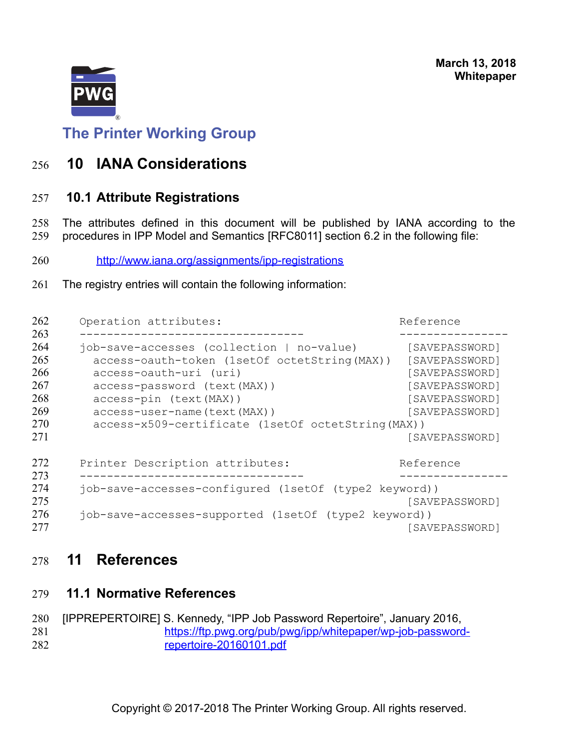# 10 IANA Considerations

## 10.1 Attribute Registrations

The attributes defined in this document will be published by IANA according to the procedures in IPP Model and Semantics [RFC8011] section 6.2 in the following file:

http://www.iana.org/assignments/ipp-registrations

The registry entries will contain the following information:

```
Operation attributes:                               Reference
-----------------------------------                 -----------------
job-save-accesses (collection | no-value)            [SAVEPASSWORD]
  access-oauth-token (1setOf octetString(MAX))       [SAVEPASSWORD]
  access-oauth-uri (uri)                             [SAVEPASSWORD]
  access-password (text(MAX))                        [SAVEPASSWORD]
  access-pin (text(MAX))                             [SAVEPASSWORD]
  access-user-name(text(MAX))                        [SAVEPASSWORD]
  access-x509-certificate (1setOf octetString(MAX))
                                                     [SAVEPASSWORD]

Printer Description attributes:                     Reference
-----------------------------------                 -----------------
job-save-accesses-configured (1setOf (type2 keyword))
                                                     [SAVEPASSWORD]
job-save-accesses-supported (1setOf (type2 keyword))
                                                     [SAVEPASSWORD]
```

# 11 References

## 11.1 Normative References

[IPPREPERTOIRE] S. Kennedy, "IPP Job Password Repertoire", January 2016, https://ftp.pwg.org/pub/pwg/ipp/whitepaper/wp-job-password-repertoire-20160101.pdf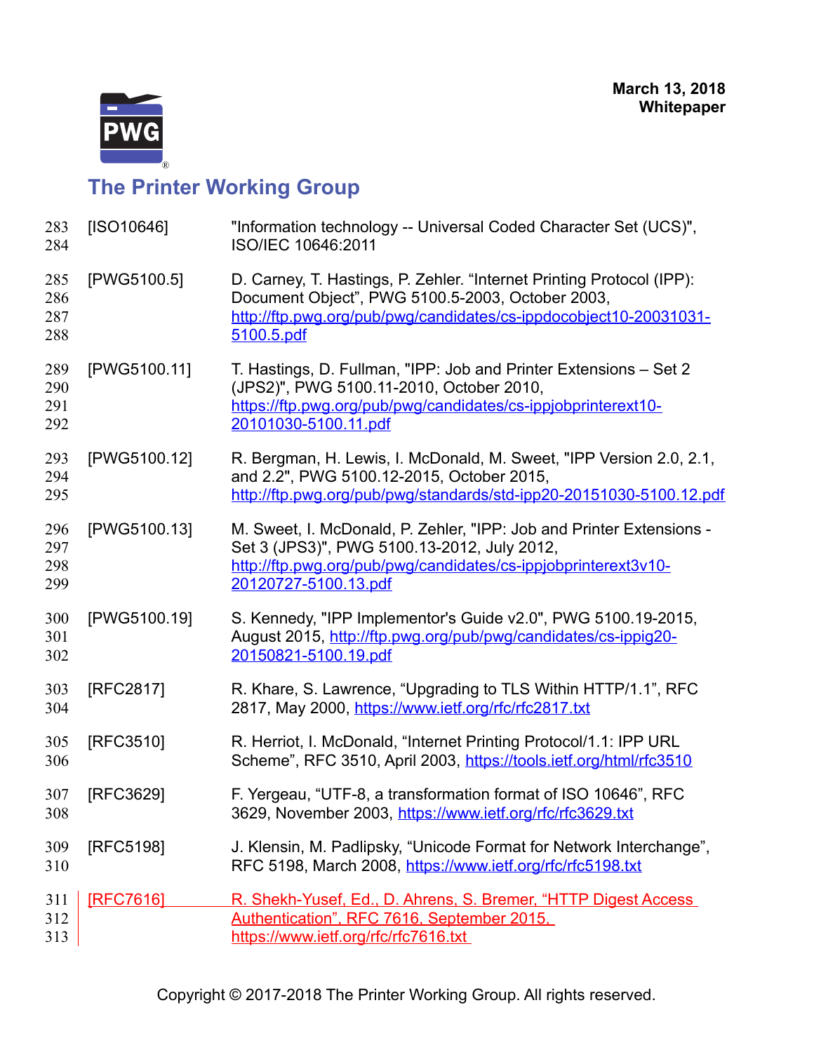[ISO10646] "Information technology -- Universal Coded Character Set (UCS)", ISO/IEC 10646:2011

[PWG5100.5] D. Carney, T. Hastings, P. Zehler. "Internet Printing Protocol (IPP): Document Object", PWG 5100.5-2003, October 2003, http://ftp.pwg.org/pub/pwg/candidates/cs-ippdocobject10-20031031-5100.5.pdf

[PWG5100.11] T. Hastings, D. Fullman, "IPP: Job and Printer Extensions – Set 2 (JPS2)", PWG 5100.11-2010, October 2010, https://ftp.pwg.org/pub/pwg/candidates/cs-ippjobprinterext10-20101030-5100.11.pdf

[PWG5100.12] R. Bergman, H. Lewis, I. McDonald, M. Sweet, "IPP Version 2.0, 2.1, and 2.2", PWG 5100.12-2015, October 2015, http://ftp.pwg.org/pub/pwg/standards/std-ipp20-20151030-5100.12.pdf

[PWG5100.13] M. Sweet, I. McDonald, P. Zehler, "IPP: Job and Printer Extensions - Set 3 (JPS3)", PWG 5100.13-2012, July 2012, http://ftp.pwg.org/pub/pwg/candidates/cs-ippjobprinterext3v10-20120727-5100.13.pdf

[PWG5100.19] S. Kennedy, "IPP Implementor's Guide v2.0", PWG 5100.19-2015, August 2015, http://ftp.pwg.org/pub/pwg/candidates/cs-ippig20-20150821-5100.19.pdf

[RFC2817] R. Khare, S. Lawrence, "Upgrading to TLS Within HTTP/1.1", RFC 2817, May 2000, https://www.ietf.org/rfc/rfc2817.txt

[RFC3510] R. Herriot, I. McDonald, "Internet Printing Protocol/1.1: IPP URL Scheme", RFC 3510, April 2003, https://tools.ietf.org/html/rfc3510

[RFC3629] F. Yergeau, "UTF-8, a transformation format of ISO 10646", RFC 3629, November 2003, https://www.ietf.org/rfc/rfc3629.txt

[RFC5198] J. Klensin, M. Padlipsky, "Unicode Format for Network Interchange", RFC 5198, March 2008, https://www.ietf.org/rfc/rfc5198.txt

[RFC7616] R. Shekh-Yusef, Ed., D. Ahrens, S. Bremer, "HTTP Digest Access Authentication", RFC 7616, September 2015, https://www.ietf.org/rfc/rfc7616.txt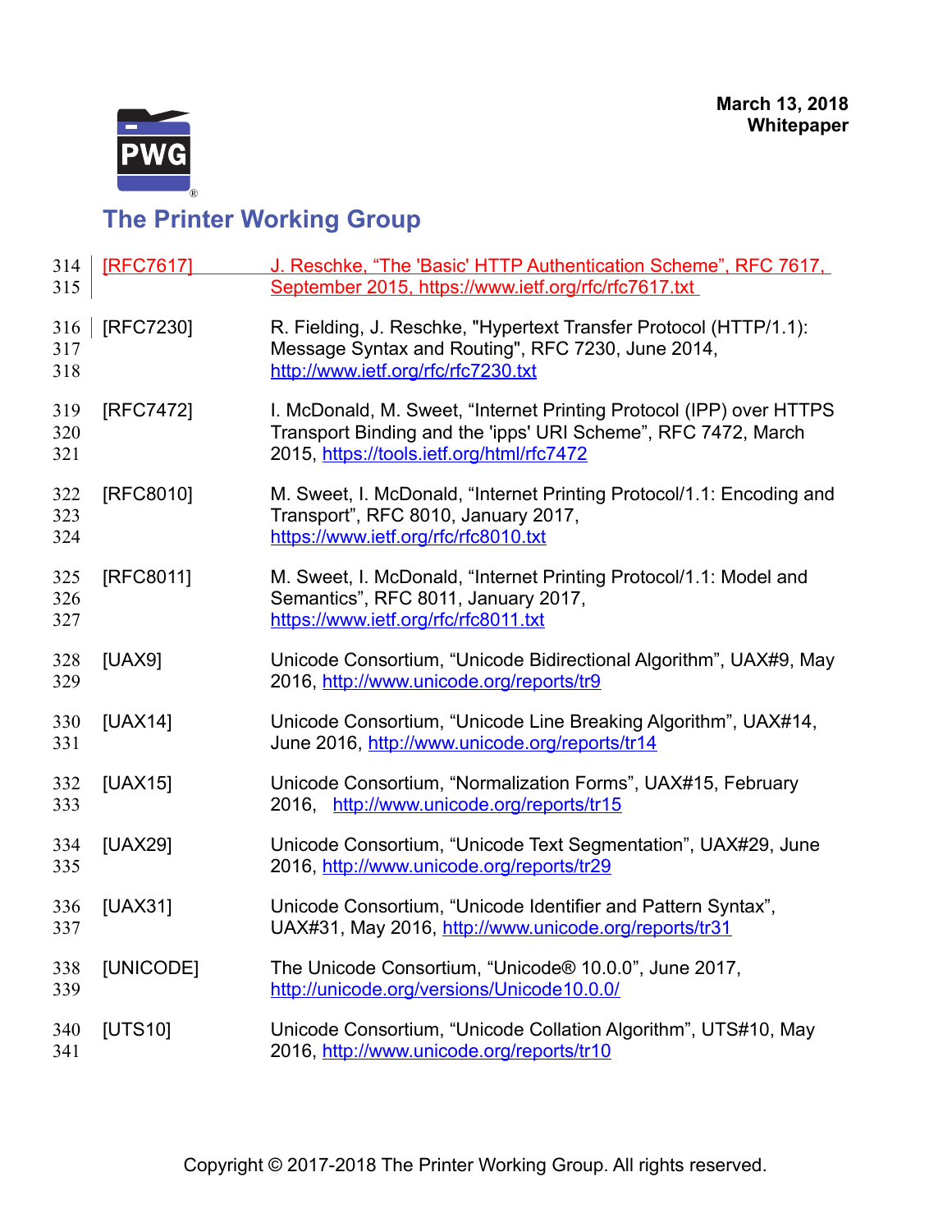[RFC7617] J. Reschke, “The 'Basic' HTTP Authentication Scheme”, RFC 7617, September 2015, https://www.ietf.org/rfc/rfc7617.txt

[RFC7230] R. Fielding, J. Reschke, "Hypertext Transfer Protocol (HTTP/1.1): Message Syntax and Routing", RFC 7230, June 2014, http://www.ietf.org/rfc/rfc7230.txt

[RFC7472] I. McDonald, M. Sweet, “Internet Printing Protocol (IPP) over HTTPS Transport Binding and the 'ipps' URI Scheme”, RFC 7472, March 2015, https://tools.ietf.org/html/rfc7472

[RFC8010] M. Sweet, I. McDonald, “Internet Printing Protocol/1.1: Encoding and Transport”, RFC 8010, January 2017, https://www.ietf.org/rfc/rfc8010.txt

[RFC8011] M. Sweet, I. McDonald, “Internet Printing Protocol/1.1: Model and Semantics”, RFC 8011, January 2017, https://www.ietf.org/rfc/rfc8011.txt

[UAX9] Unicode Consortium, “Unicode Bidirectional Algorithm”, UAX#9, May 2016, http://www.unicode.org/reports/tr9

[UAX14] Unicode Consortium, “Unicode Line Breaking Algorithm”, UAX#14, June 2016, http://www.unicode.org/reports/tr14

[UAX15] Unicode Consortium, “Normalization Forms”, UAX#15, February 2016, http://www.unicode.org/reports/tr15

[UAX29] Unicode Consortium, “Unicode Text Segmentation”, UAX#29, June 2016, http://www.unicode.org/reports/tr29

[UAX31] Unicode Consortium, “Unicode Identifier and Pattern Syntax”, UAX#31, May 2016, http://www.unicode.org/reports/tr31

[UNICODE] The Unicode Consortium, “Unicode® 10.0.0”, June 2017, http://unicode.org/versions/Unicode10.0.0/

[UTS10] Unicode Consortium, “Unicode Collation Algorithm”, UTS#10, May 2016, http://www.unicode.org/reports/tr10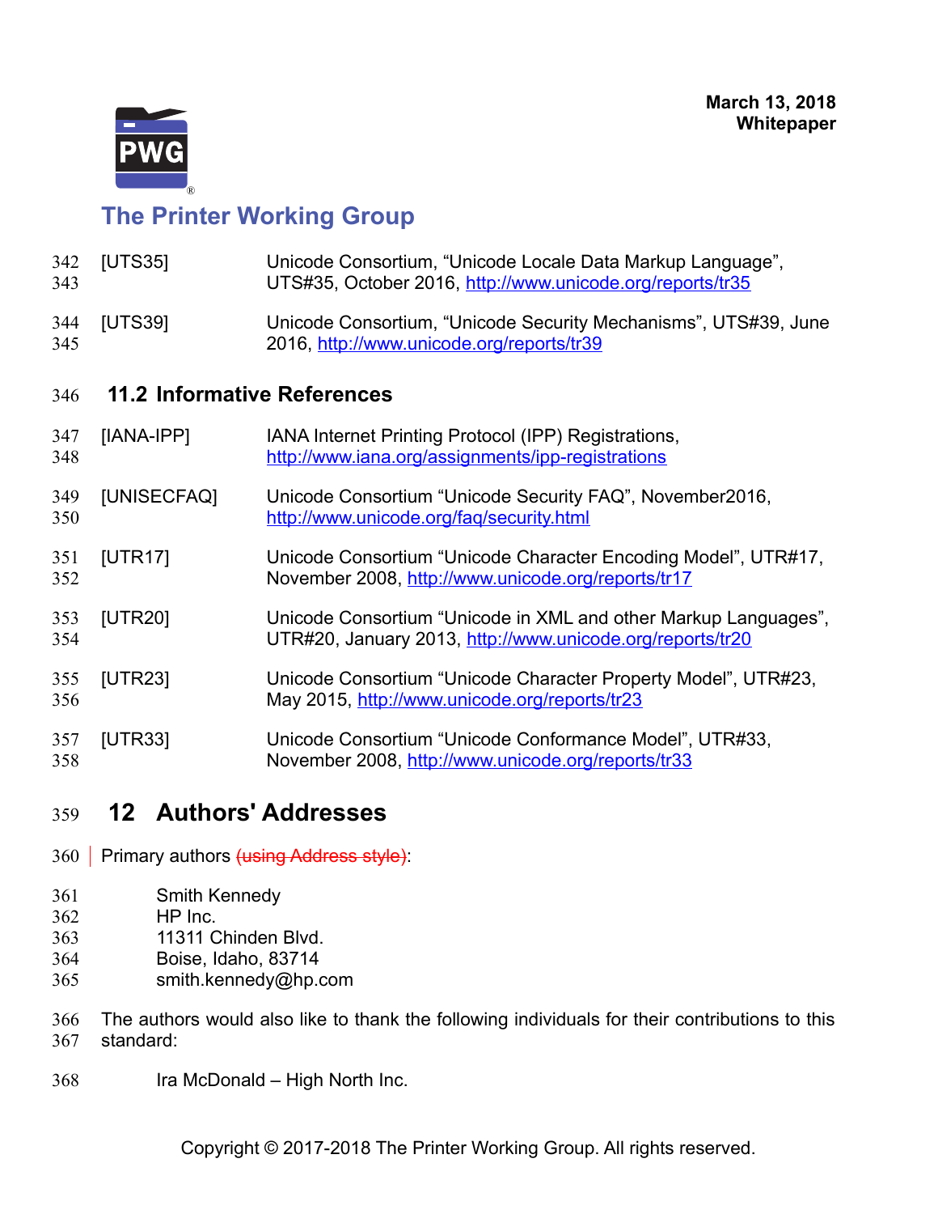[UTS35] Unicode Consortium, "Unicode Locale Data Markup Language", UTS#35, October 2016, http://www.unicode.org/reports/tr35

[UTS39] Unicode Consortium, "Unicode Security Mechanisms", UTS#39, June 2016, http://www.unicode.org/reports/tr39

## 11.2 Informative References

[IANA-IPP] IANA Internet Printing Protocol (IPP) Registrations, http://www.iana.org/assignments/ipp-registrations

[UNISECFAQ] Unicode Consortium "Unicode Security FAQ", November2016, http://www.unicode.org/faq/security.html

[UTR17] Unicode Consortium "Unicode Character Encoding Model", UTR#17, November 2008, http://www.unicode.org/reports/tr17

[UTR20] Unicode Consortium "Unicode in XML and other Markup Languages", UTR#20, January 2013, http://www.unicode.org/reports/tr20

[UTR23] Unicode Consortium "Unicode Character Property Model", UTR#23, May 2015, http://www.unicode.org/reports/tr23

[UTR33] Unicode Consortium "Unicode Conformance Model", UTR#33, November 2008, http://www.unicode.org/reports/tr33

# 12 Authors' Addresses

Primary authors ~~(using Address style)~~:

Smith Kennedy
HP Inc.
11311 Chinden Blvd.
Boise, Idaho, 83714
smith.kennedy@hp.com

The authors would also like to thank the following individuals for their contributions to this standard:

Ira McDonald – High North Inc.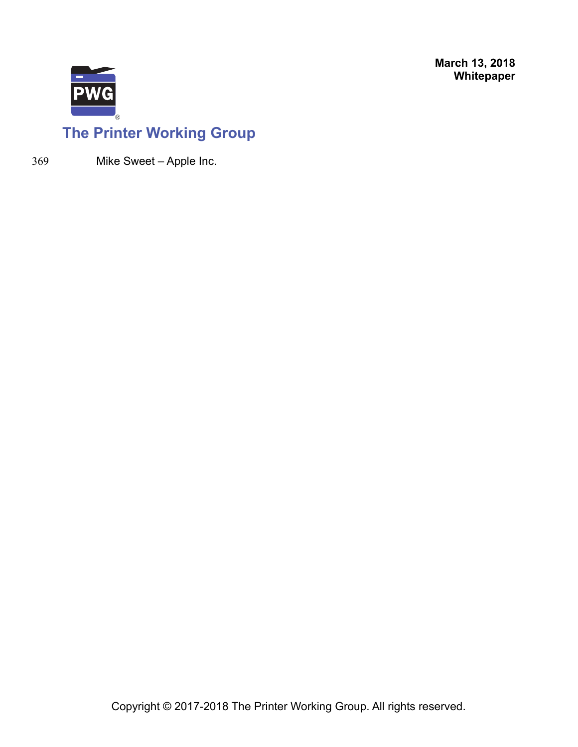Mike Sweet – Apple Inc.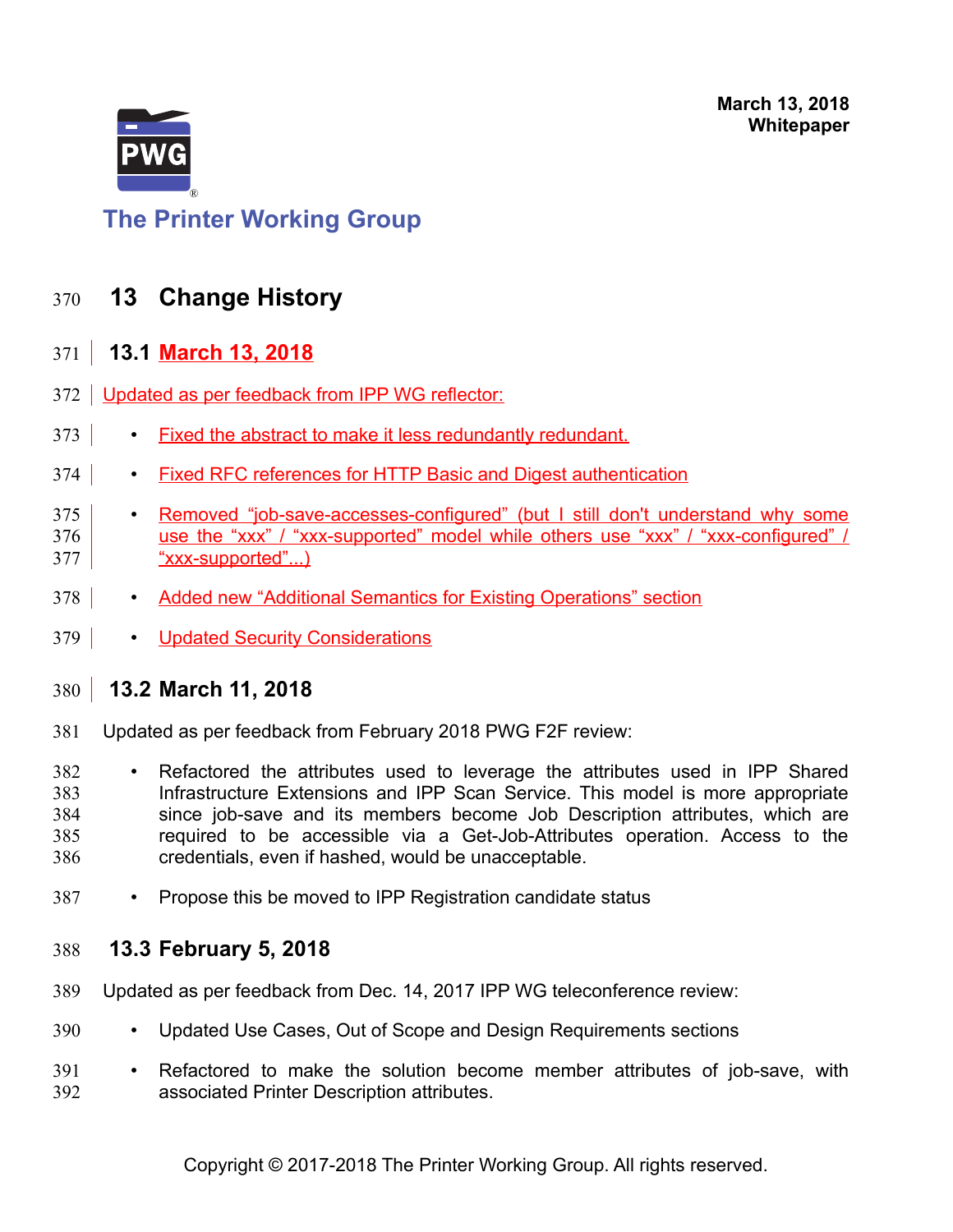# 13 Change History

## 13.1 March 13, 2018

Updated as per feedback from IPP WG reflector:

- Fixed the abstract to make it less redundantly redundant.
- Fixed RFC references for HTTP Basic and Digest authentication
- Removed "job-save-accesses-configured" (but I still don't understand why some use the "xxx" / "xxx-supported" model while others use "xxx" / "xxx-configured" / "xxx-supported"...)
- Added new "Additional Semantics for Existing Operations" section
- Updated Security Considerations

## 13.2 March 11, 2018

Updated as per feedback from February 2018 PWG F2F review:

- Refactored the attributes used to leverage the attributes used in IPP Shared Infrastructure Extensions and IPP Scan Service. This model is more appropriate since job-save and its members become Job Description attributes, which are required to be accessible via a Get-Job-Attributes operation. Access to the credentials, even if hashed, would be unacceptable.
- Propose this be moved to IPP Registration candidate status

## 13.3 February 5, 2018

Updated as per feedback from Dec. 14, 2017 IPP WG teleconference review:

- Updated Use Cases, Out of Scope and Design Requirements sections
- Refactored to make the solution become member attributes of job-save, with associated Printer Description attributes.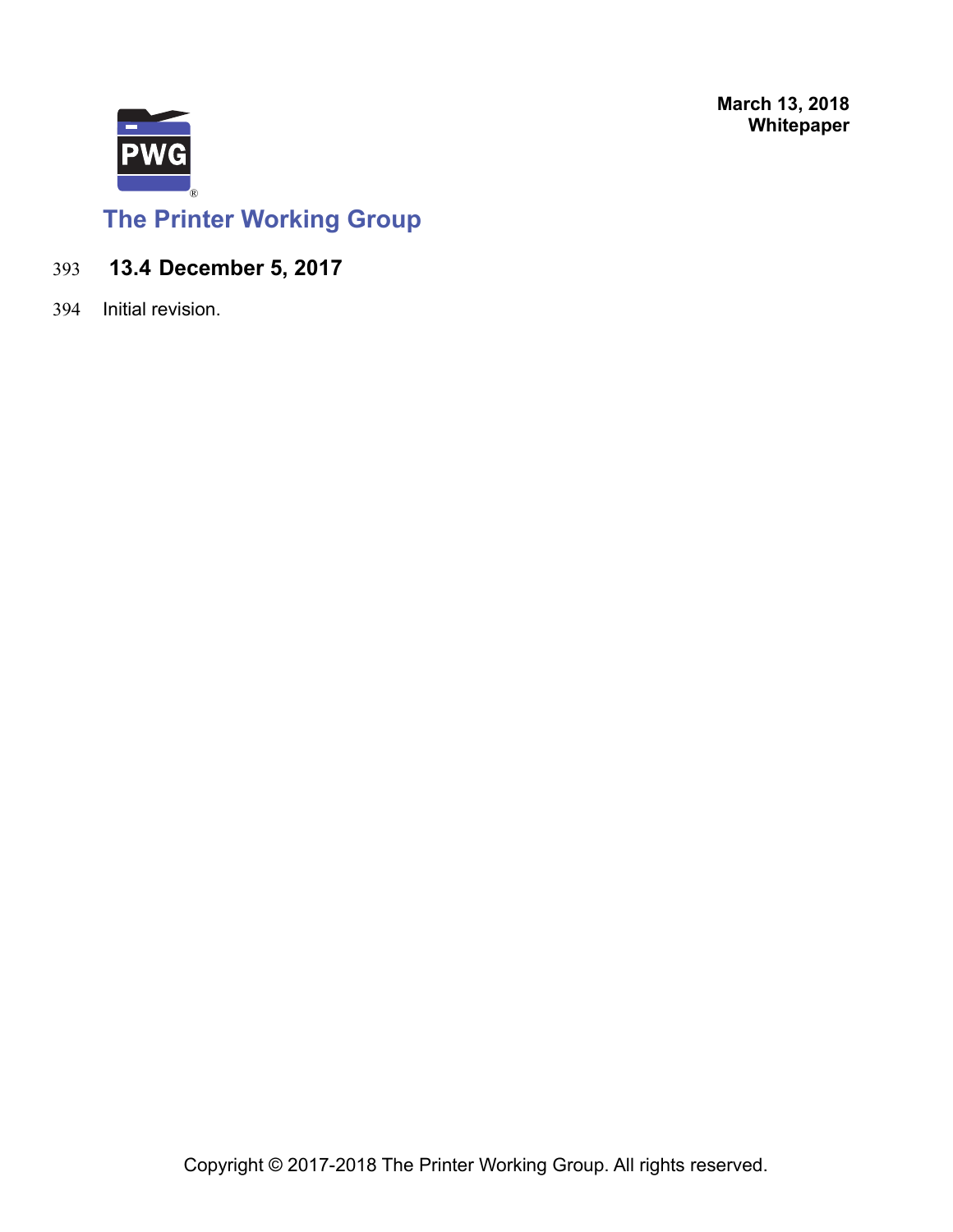### 13.4 December 5, 2017

Initial revision.